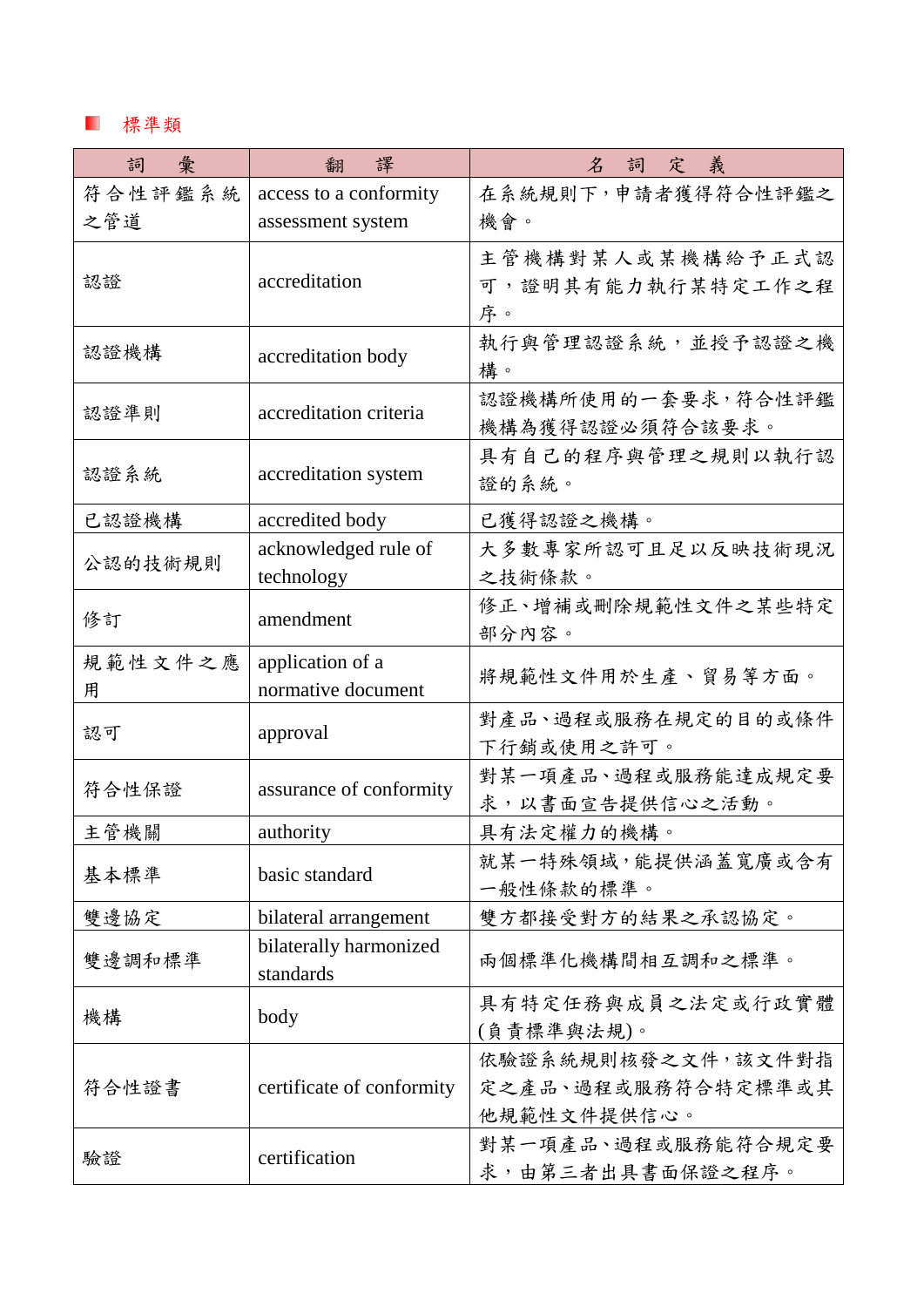## 標準類

| 詞　彙 | 翻　譯 | 名　詞　定　義 |
|---|---|---|
| 符合性評鑑系統之管道 | access to a conformity assessment system | 在系統規則下，申請者獲得符合性評鑑之機會。 |
| 認證 | accreditation | 主管機構對某人或某機構給予正式認可，證明其有能力執行某特定工作之程序。 |
| 認證機構 | accreditation body | 執行與管理認證系統，並授予認證之機構。 |
| 認證準則 | accreditation criteria | 認證機構所使用的一套要求，符合性評鑑機構為獲得認證必須符合該要求。 |
| 認證系統 | accreditation system | 具有自己的程序與管理之規則以執行認證的系統。 |
| 已認證機構 | accredited body | 已獲得認證之機構。 |
| 公認的技術規則 | acknowledged rule of technology | 大多數專家所認可且足以反映技術現況之技術條款。 |
| 修訂 | amendment | 修正、增補或刪除規範性文件之某些特定部分內容。 |
| 規範性文件之應用 | application of a normative document | 將規範性文件用於生產、貿易等方面。 |
| 認可 | approval | 對產品、過程或服務在規定的目的或條件下行銷或使用之許可。 |
| 符合性保證 | assurance of conformity | 對某一項產品、過程或服務能達成規定要求，以書面宣告提供信心之活動。 |
| 主管機關 | authority | 具有法定權力的機構。 |
| 基本標準 | basic standard | 就某一特殊領域，能提供涵蓋寬廣或含有一般性條款的標準。 |
| 雙邊協定 | bilateral arrangement | 雙方都接受對方的結果之承認協定。 |
| 雙邊調和標準 | bilaterally harmonized standards | 兩個標準化機構間相互調和之標準。 |
| 機構 | body | 具有特定任務與成員之法定或行政實體(負責標準與法規)。 |
| 符合性證書 | certificate of conformity | 依驗證系統規則核發之文件，該文件對指定之產品、過程或服務符合特定標準或其他規範性文件提供信心。 |
| 驗證 | certification | 對某一項產品、過程或服務能符合規定要求，由第三者出具書面保證之程序。 |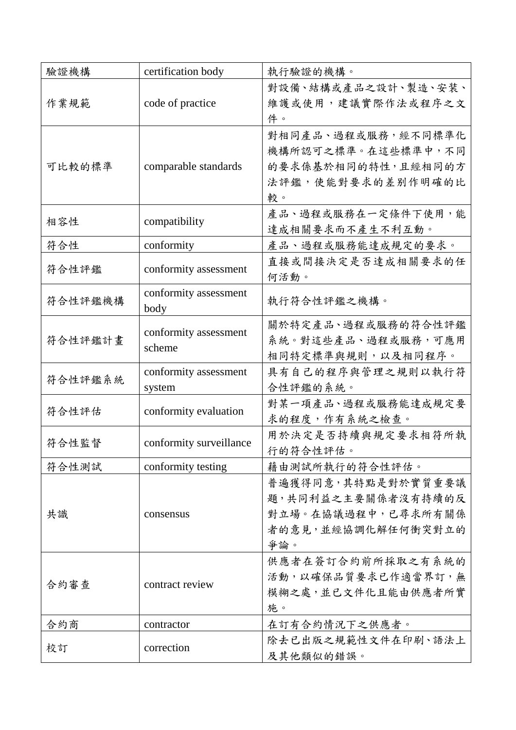| 驗證機構 | certification body | 執行驗證的機構。 |
|---|---|---|
| 作業規範 | code of practice | 對設備、結構或產品之設計、製造、安裝、維護或使用，建議實際作法或程序之文件。 |
| 可比較的標準 | comparable standards | 對相同產品、過程或服務，經不同標準化機構所認可之標準。在這些標準中，不同的要求係基於相同的特性，且經相同的方法評鑑，使能對要求的差別作明確的比較。 |
| 相容性 | compatibility | 產品、過程或服務在一定條件下使用，能達成相關要求而不產生不利互動。 |
| 符合性 | conformity | 產品、過程或服務能達成規定的要求。 |
| 符合性評鑑 | conformity assessment | 直接或間接決定是否達成相關要求的任何活動。 |
| 符合性評鑑機構 | conformity assessment body | 執行符合性評鑑之機構。 |
| 符合性評鑑計畫 | conformity assessment scheme | 關於特定產品、過程或服務的符合性評鑑系統。對這些產品、過程或服務，可應用相同特定標準與規則，以及相同程序。 |
| 符合性評鑑系統 | conformity assessment system | 具有自己的程序與管理之規則以執行符合性評鑑的系統。 |
| 符合性評估 | conformity evaluation | 對某一項產品、過程或服務能達成規定要求的程度，作有系統之檢查。 |
| 符合性監督 | conformity surveillance | 用於決定是否持續與規定要求相符所執行的符合性評估。 |
| 符合性測試 | conformity testing | 藉由測試所執行的符合性評估。 |
| 共識 | consensus | 普遍獲得同意，其特點是對於實質重要議題，共同利益之主要關係者沒有持續的反對立場。在協議過程中，已尋求所有關係者的意見，並經協調化解任何衝突對立的爭論。 |
| 合約審查 | contract review | 供應者在簽訂合約前所採取之有系統的活動，以確保品質要求已作適當界訂，無模糊之處，並已文件化且能由供應者所實施。 |
| 合約商 | contractor | 在訂有合約情況下之供應者。 |
| 校訂 | correction | 除去已出版之規範性文件在印刷、語法上及其他類似的錯誤。 |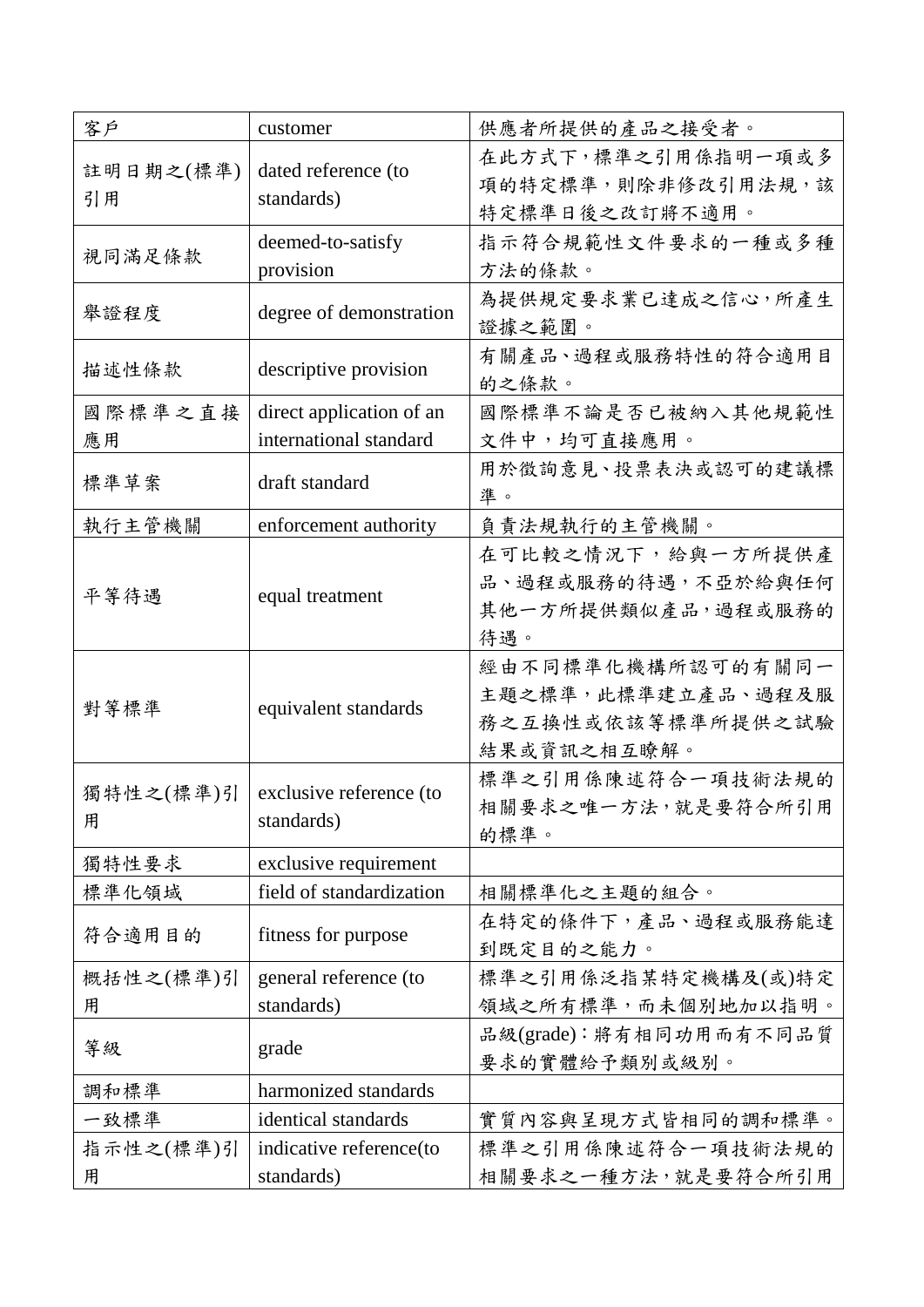| 客戶 | customer | 供應者所提供的產品之接受者。 |
|---|---|---|
| 註明日期之(標準)引用 | dated reference (to standards) | 在此方式下，標準之引用係指明一項或多項的特定標準，則除非修改引用法規，該特定標準日後之改訂將不適用。 |
| 視同滿足條款 | deemed-to-satisfy provision | 指示符合規範性文件要求的一種或多種方法的條款。 |
| 舉證程度 | degree of demonstration | 為提供規定要求業已達成之信心，所產生證據之範圍。 |
| 描述性條款 | descriptive provision | 有關產品、過程或服務特性的符合適用目的之條款。 |
| 國際標準之直接應用 | direct application of an international standard | 國際標準不論是否已被納入其他規範性文件中，均可直接應用。 |
| 標準草案 | draft standard | 用於徵詢意見、投票表決或認可的建議標準。 |
| 執行主管機關 | enforcement authority | 負責法規執行的主管機關。 |
| 平等待遇 | equal treatment | 在可比較之情況下，給與一方所提供產品、過程或服務的待遇，不亞於給與任何其他一方所提供類似產品，過程或服務的待遇。 |
| 對等標準 | equivalent standards | 經由不同標準化機構所認可的有關同一主題之標準，此標準建立產品、過程及服務之互換性或依該等標準所提供之試驗結果或資訊之相互瞭解。 |
| 獨特性之(標準)引用 | exclusive reference (to standards) | 標準之引用係陳述符合一項技術法規的相關要求之唯一方法，就是要符合所引用的標準。 |
| 獨特性要求 | exclusive requirement | |
| 標準化領域 | field of standardization | 相關標準化之主題的組合。 |
| 符合適用目的 | fitness for purpose | 在特定的條件下，產品、過程或服務能達到既定目的之能力。 |
| 概括性之(標準)引用 | general reference (to standards) | 標準之引用係泛指某特定機構及(或)特定領域之所有標準，而未個別地加以指明。 |
| 等級 | grade | 品級(grade)：將有相同功用而有不同品質要求的實體給予類別或級別。 |
| 調和標準 | harmonized standards | |
| 一致標準 | identical standards | 實質內容與呈現方式皆相同的調和標準。 |
| 指示性之(標準)引用 | indicative reference(to standards) | 標準之引用係陳述符合一項技術法規的相關要求之一種方法，就是要符合所引用 |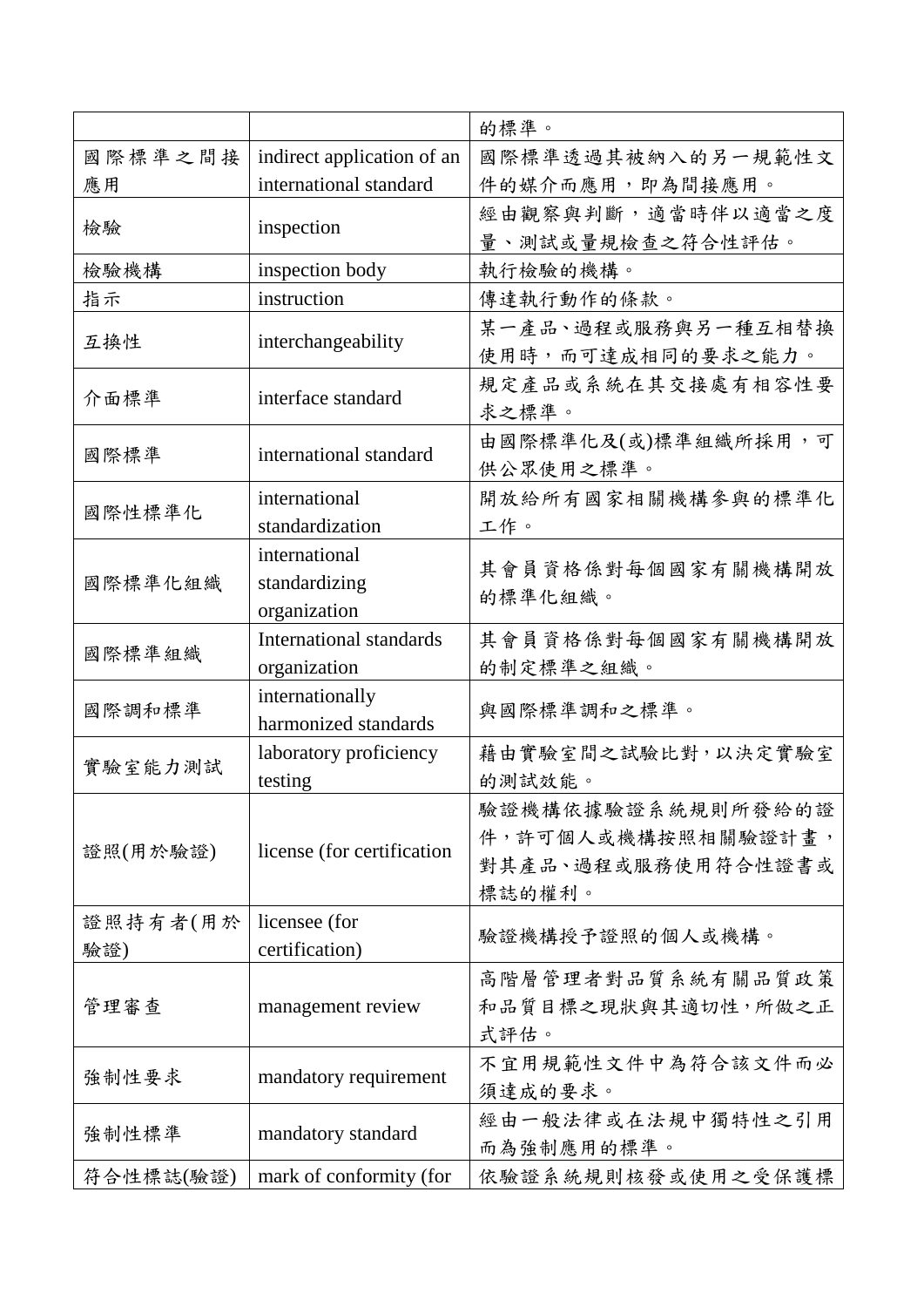| | | |
|---|---|---|
| | | 的標準。 |
| 國際標準之間接應用 | indirect application of an international standard | 國際標準透過其被納入的另一規範性文件的媒介而應用，即為間接應用。 |
| 檢驗 | inspection | 經由觀察與判斷，適當時伴以適當之度量、測試或量規檢查之符合性評估。 |
| 檢驗機構 | inspection body | 執行檢驗的機構。 |
| 指示 | instruction | 傳達執行動作的條款。 |
| 互換性 | interchangeability | 某一產品、過程或服務與另一種互相替換使用時，而可達成相同的要求之能力。 |
| 介面標準 | interface standard | 規定產品或系統在其交接處有相容性要求之標準。 |
| 國際標準 | international standard | 由國際標準化及(或)標準組織所採用，可供公眾使用之標準。 |
| 國際性標準化 | international standardization | 開放給所有國家相關機構參與的標準化工作。 |
| 國際標準化組織 | international standardizing organization | 其會員資格係對每個國家有關機構開放的標準化組織。 |
| 國際標準組織 | International standards organization | 其會員資格係對每個國家有關機構開放的制定標準之組織。 |
| 國際調和標準 | internationally harmonized standards | 與國際標準調和之標準。 |
| 實驗室能力測試 | laboratory proficiency testing | 藉由實驗室間之試驗比對，以決定實驗室的測試效能。 |
| 證照(用於驗證) | license (for certification | 驗證機構依據驗證系統規則所發給的證件，許可個人或機構按照相關驗證計畫，對其產品、過程或服務使用符合性證書或標誌的權利。 |
| 證照持有者(用於驗證) | licensee (for certification) | 驗證機構授予證照的個人或機構。 |
| 管理審查 | management review | 高階層管理者對品質系統有關品質政策和品質目標之現狀與其適切性，所做之正式評估。 |
| 強制性要求 | mandatory requirement | 不宜用規範性文件中為符合該文件而必須達成的要求。 |
| 強制性標準 | mandatory standard | 經由一般法律或在法規中獨特性之引用而為強制應用的標準。 |
| 符合性標誌(驗證) | mark of conformity (for | 依驗證系統規則核發或使用之受保護標 |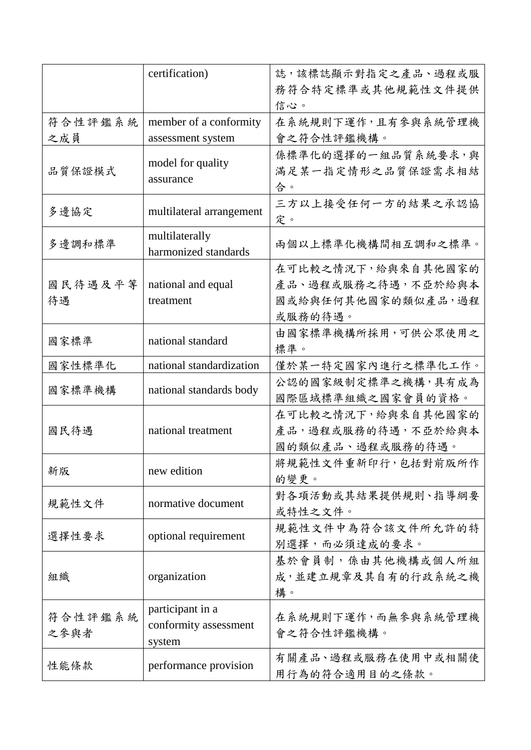| | | |
|---|---|---|
| | certification) | 誌，該標誌顯示對指定之產品、過程或服務符合特定標準或其他規範性文件提供信心。 |
| 符合性評鑑系統之成員 | member of a conformity assessment system | 在系統規則下運作，且有參與系統管理機會之符合性評鑑機構。 |
| 品質保證模式 | model for quality assurance | 係標準化的選擇的一組品質系統要求，與滿足某一指定情形之品質保證需求相結合。 |
| 多邊協定 | multilateral arrangement | 三方以上接受任何一方的結果之承認協定。 |
| 多邊調和標準 | multilaterally harmonized standards | 兩個以上標準化機構間相互調和之標準。 |
| 國民待遇及平等待遇 | national and equal treatment | 在可比較之情況下，給與來自其他國家的產品、過程或服務之待遇，不亞於給與本國或給與任何其他國家的類似產品，過程或服務的待遇。 |
| 國家標準 | national standard | 由國家標準機構所採用，可供公眾使用之標準。 |
| 國家性標準化 | national standardization | 僅於某一特定國家內進行之標準化工作。 |
| 國家標準機構 | national standards body | 公認的國家級制定標準之機構，具有成為國際區域標準組織之國家會員的資格。 |
| 國民待遇 | national treatment | 在可比較之情況下，給與來自其他國家的產品，過程或服務的待遇，不亞於給與本國的類似產品、過程或服務的待遇。 |
| 新版 | new edition | 將規範性文件重新印行，包括對前版所作的變更。 |
| 規範性文件 | normative document | 對各項活動或其結果提供規則、指導綱要或特性之文件。 |
| 選擇性要求 | optional requirement | 規範性文件中為符合該文件所允許的特別選擇，而必須達成的要求。 |
| 組織 | organization | 基於會員制，係由其他機構或個人所組成，並建立規章及其自有的行政系統之機構。 |
| 符合性評鑑系統之參與者 | participant in a conformity assessment system | 在系統規則下運作，而無參與系統管理機會之符合性評鑑機構。 |
| 性能條款 | performance provision | 有關產品、過程或服務在使用中或相關使用行為的符合適用目的之條款。 |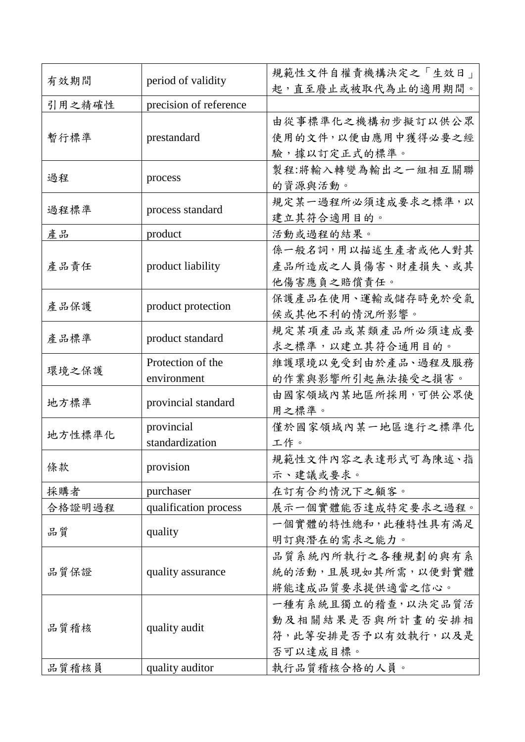| 有效期間 | period of validity | 規範性文件自權責機構決定之「生效日」起，直至廢止或被取代為止的適用期間。 |
|---|---|---|
| 引用之精確性 | precision of reference | |
| 暫行標準 | prestandard | 由從事標準化之機構初步擬訂以供公眾使用的文件，以便由應用中獲得必要之經驗，據以訂定正式的標準。 |
| 過程 | process | 製程:將輸入轉變為輸出之一組相互關聯的資源與活動。 |
| 過程標準 | process standard | 規定某一過程所必須達成要求之標準，以建立其符合適用目的。 |
| 產品 | product | 活動或過程的結果。 |
| 產品責任 | product liability | 係一般名詞，用以描述生產者或他人對其產品所造成之人員傷害、財產損失、或其他傷害應負之賠償責任。 |
| 產品保護 | product protection | 保護產品在使用、運輸或儲存時免於受氣候或其他不利的情況所影響。 |
| 產品標準 | product standard | 規定某項產品或某類產品所必須達成要求之標準，以建立其符合通用目的。 |
| 環境之保護 | Protection of the environment | 維護環境以免受到由於產品、過程及服務的作業與影響所引起無法接受之損害。 |
| 地方標準 | provincial standard | 由國家領域內某地區所採用，可供公眾使用之標準。 |
| 地方性標準化 | provincial standardization | 僅於國家領域內某一地區進行之標準化工作。 |
| 條款 | provision | 規範性文件內容之表達形式可為陳述、指示、建議或要求。 |
| 採購者 | purchaser | 在訂有合約情況下之顧客。 |
| 合格證明過程 | qualification process | 展示一個實體能否達成特定要求之過程。 |
| 品質 | quality | 一個實體的特性總和，此種特性具有滿足明訂與潛在的需求之能力。 |
| 品質保證 | quality assurance | 品質系統內所執行之各種規劃的與有系統的活動，且展現如其所需，以便對實體將能達成品質要求提供適當之信心。 |
| 品質稽核 | quality audit | 一種有系統且獨立的稽查，以決定品質活動及相關結果是否與所計畫的安排相符，此等安排是否予以有效執行，以及是否可以達成目標。 |
| 品質稽核員 | quality auditor | 執行品質稽核合格的人員。 |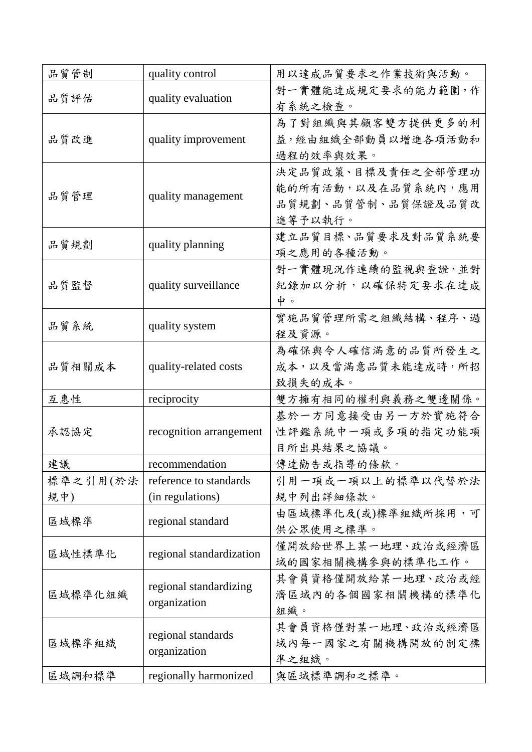| 品質管制 | quality control | 用以達成品質要求之作業技術與活動。 |
|---|---|---|
| 品質評估 | quality evaluation | 對一實體能達成規定要求的能力範圍，作有系統之檢查。 |
| 品質改進 | quality improvement | 為了對組織與其顧客雙方提供更多的利益，經由組織全部動員以增進各項活動和過程的效率與效果。 |
| 品質管理 | quality management | 決定品質政策、目標及責任之全部管理功能的所有活動，以及在品質系統內，應用品質規劃、品質管制、品質保證及品質改進等予以執行。 |
| 品質規劃 | quality planning | 建立品質目標、品質要求及對品質系統要項之應用的各種活動。 |
| 品質監督 | quality surveillance | 對一實體現況作連續的監視與查證，並對紀錄加以分析，以確保特定要求在達成中。 |
| 品質系統 | quality system | 實施品質管理所需之組織結構、程序、過程及資源。 |
| 品質相關成本 | quality-related costs | 為確保與令人確信滿意的品質所發生之成本，以及當滿意品質未能達成時，所招致損失的成本。 |
| 互惠性 | reciprocity | 雙方擁有相同的權利與義務之雙邊關係。 |
| 承認協定 | recognition arrangement | 基於一方同意接受由另一方於實施符合性評鑑系統中一項或多項的指定功能項目所出具結果之協議。 |
| 建議 | recommendation | 傳達勸告或指導的條款。 |
| 標準之引用(於法規中) | reference to standards (in regulations) | 引用一項或一項以上的標準以代替於法規中列出詳細條款。 |
| 區域標準 | regional standard | 由區域標準化及(或)標準組織所採用，可供公眾使用之標準。 |
| 區域性標準化 | regional standardization | 僅開放給世界上某一地理、政治或經濟區域的國家相關機構參與的標準化工作。 |
| 區域標準化組織 | regional standardizing organization | 其會員資格僅開放給某一地理、政治或經濟區域內的各個國家相關機構的標準化組織。 |
| 區域標準組織 | regional standards organization | 其會員資格僅對某一地理、政治或經濟區域內每一國家之有關機構開放的制定標準之組織。 |
| 區域調和標準 | regionally harmonized | 與區域標準調和之標準。 |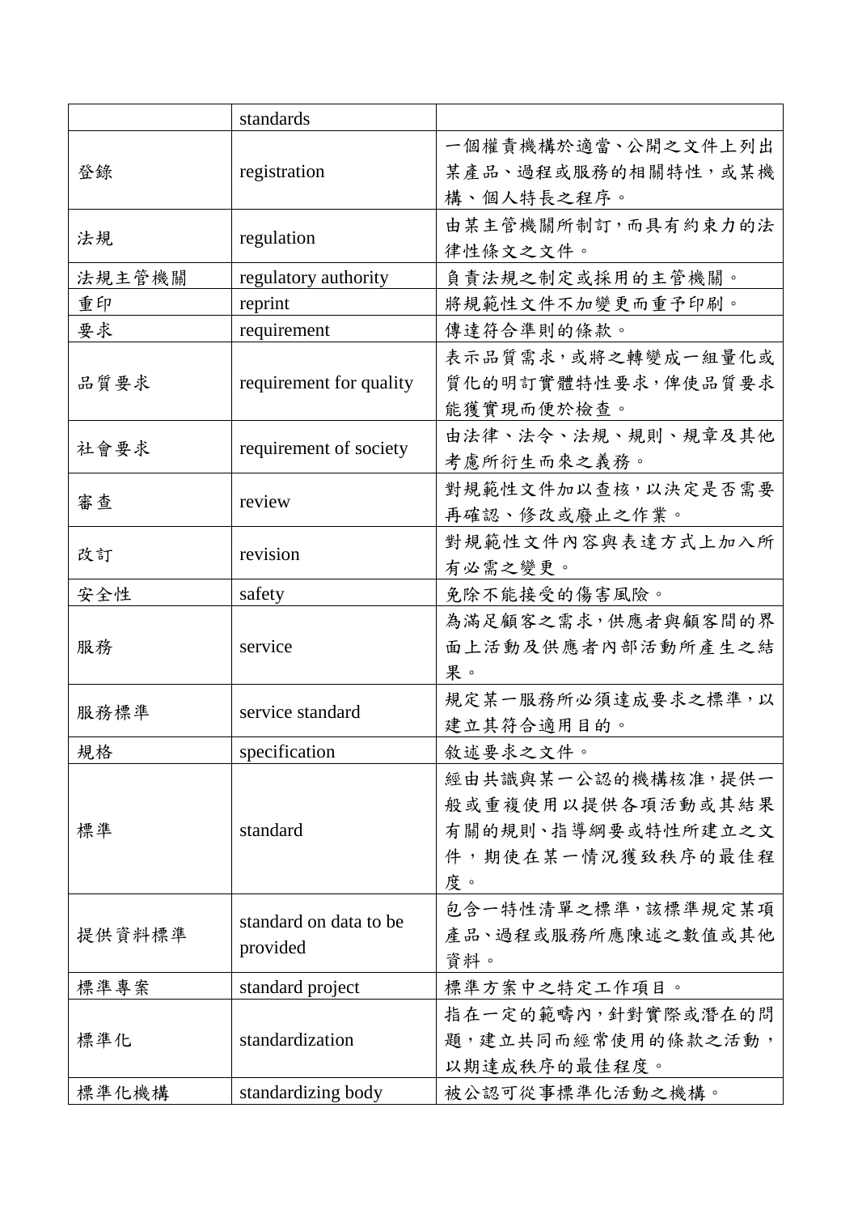| | standards | |
|---|---|---|
| 登錄 | registration | 一個權責機構於適當、公開之文件上列出某產品、過程或服務的相關特性，或某機構、個人特長之程序。 |
| 法規 | regulation | 由某主管機關所制訂，而具有約束力的法律性條文之文件。 |
| 法規主管機關 | regulatory authority | 負責法規之制定或採用的主管機關。 |
| 重印 | reprint | 將規範性文件不加變更而重予印刷。 |
| 要求 | requirement | 傳達符合準則的條款。 |
| 品質要求 | requirement for quality | 表示品質需求，或將之轉變成一組量化或質化的明訂實體特性要求，俾使品質要求能獲實現而便於檢查。 |
| 社會要求 | requirement of society | 由法律、法令、法規、規則、規章及其他考慮所衍生而來之義務。 |
| 審查 | review | 對規範性文件加以查核，以決定是否需要再確認、修改或廢止之作業。 |
| 改訂 | revision | 對規範性文件內容與表達方式上加入所有必需之變更。 |
| 安全性 | safety | 免除不能接受的傷害風險。 |
| 服務 | service | 為滿足顧客之需求，供應者與顧客間的界面上活動及供應者內部活動所產生之結果。 |
| 服務標準 | service standard | 規定某一服務所必須達成要求之標準，以建立其符合適用目的。 |
| 規格 | specification | 敘述要求之文件。 |
| 標準 | standard | 經由共識與某一公認的機構核准，提供一般或重複使用以提供各項活動或其結果有關的規則、指導綱要或特性所建立之文件，期使在某一情況獲致秩序的最佳程度。 |
| 提供資料標準 | standard on data to be provided | 包含一特性清單之標準，該標準規定某項產品、過程或服務所應陳述之數值或其他資料。 |
| 標準專案 | standard project | 標準方案中之特定工作項目。 |
| 標準化 | standardization | 指在一定的範疇內，針對實際或潛在的問題，建立共同而經常使用的條款之活動，以期達成秩序的最佳程度。 |
| 標準化機構 | standardizing body | 被公認可從事標準化活動之機構。 |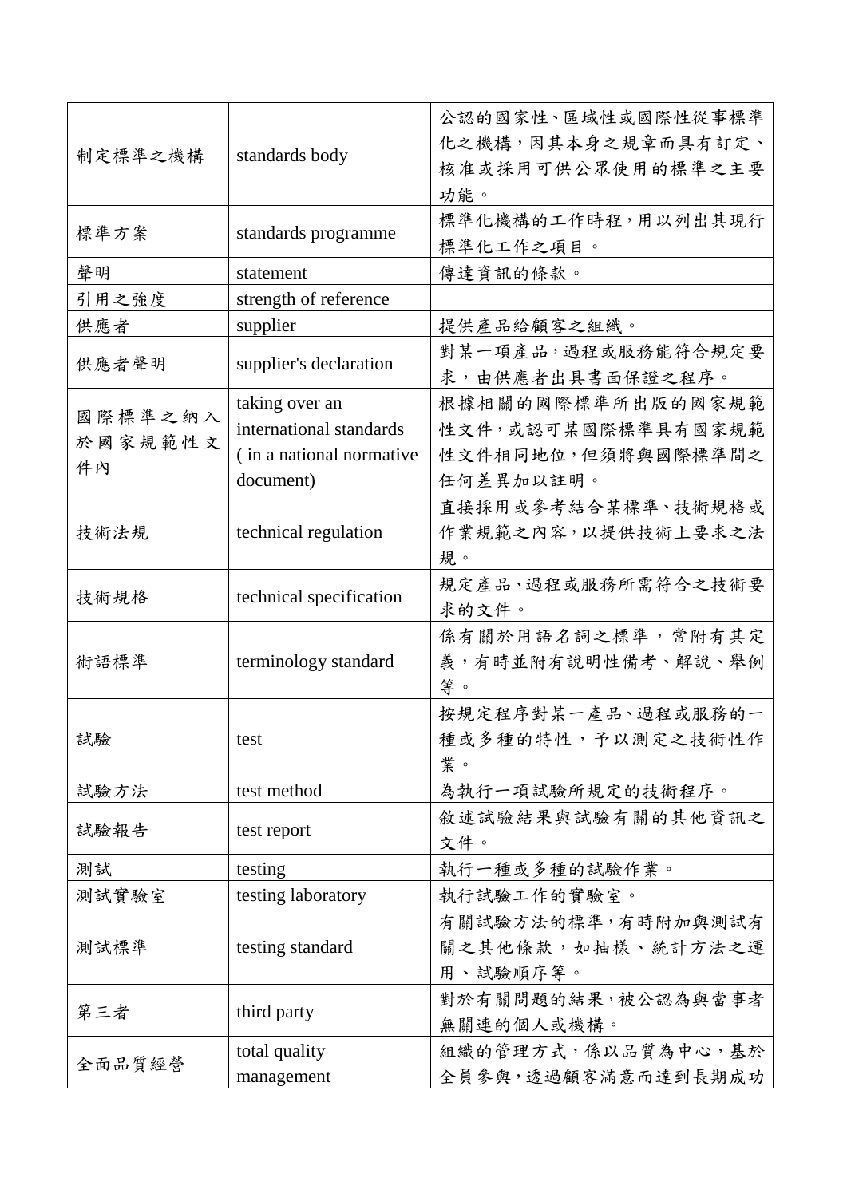| 制定標準之機構 | standards body | 公認的國家性、區域性或國際性從事標準化之機構，因其本身之規章而具有訂定、核准或採用可供公眾使用的標準之主要功能。 |
|---|---|---|
| 標準方案 | standards programme | 標準化機構的工作時程，用以列出其現行標準化工作之項目。 |
| 聲明 | statement | 傳達資訊的條款。 |
| 引用之強度 | strength of reference | |
| 供應者 | supplier | 提供產品給顧客之組織。 |
| 供應者聲明 | supplier's declaration | 對某一項產品，過程或服務能符合規定要求，由供應者出具書面保證之程序。 |
| 國際標準之納入於國家規範性文件內 | taking over an international standards ( in a national normative document) | 根據相關的國際標準所出版的國家規範性文件，或認可某國際標準具有國家規範性文件相同地位，但須將與國際標準間之任何差異加以註明。 |
| 技術法規 | technical regulation | 直接採用或參考結合某標準、技術規格或作業規範之內容，以提供技術上要求之法規。 |
| 技術規格 | technical specification | 規定產品、過程或服務所需符合之技術要求的文件。 |
| 術語標準 | terminology standard | 係有關於用語名詞之標準，常附有其定義，有時並附有說明性備考、解說、舉例等。 |
| 試驗 | test | 按規定程序對某一產品、過程或服務的一種或多種的特性，予以測定之技術性作業。 |
| 試驗方法 | test method | 為執行一項試驗所規定的技術程序。 |
| 試驗報告 | test report | 敘述試驗結果與試驗有關的其他資訊之文件。 |
| 測試 | testing | 執行一種或多種的試驗作業。 |
| 測試實驗室 | testing laboratory | 執行試驗工作的實驗室。 |
| 測試標準 | testing standard | 有關試驗方法的標準，有時附加與測試有關之其他條款，如抽樣、統計方法之運用、試驗順序等。 |
| 第三者 | third party | 對於有關問題的結果，被公認為與當事者無關連的個人或機構。 |
| 全面品質經營 | total quality management | 組織的管理方式，係以品質為中心，基於全員參與，透過顧客滿意而達到長期成功 |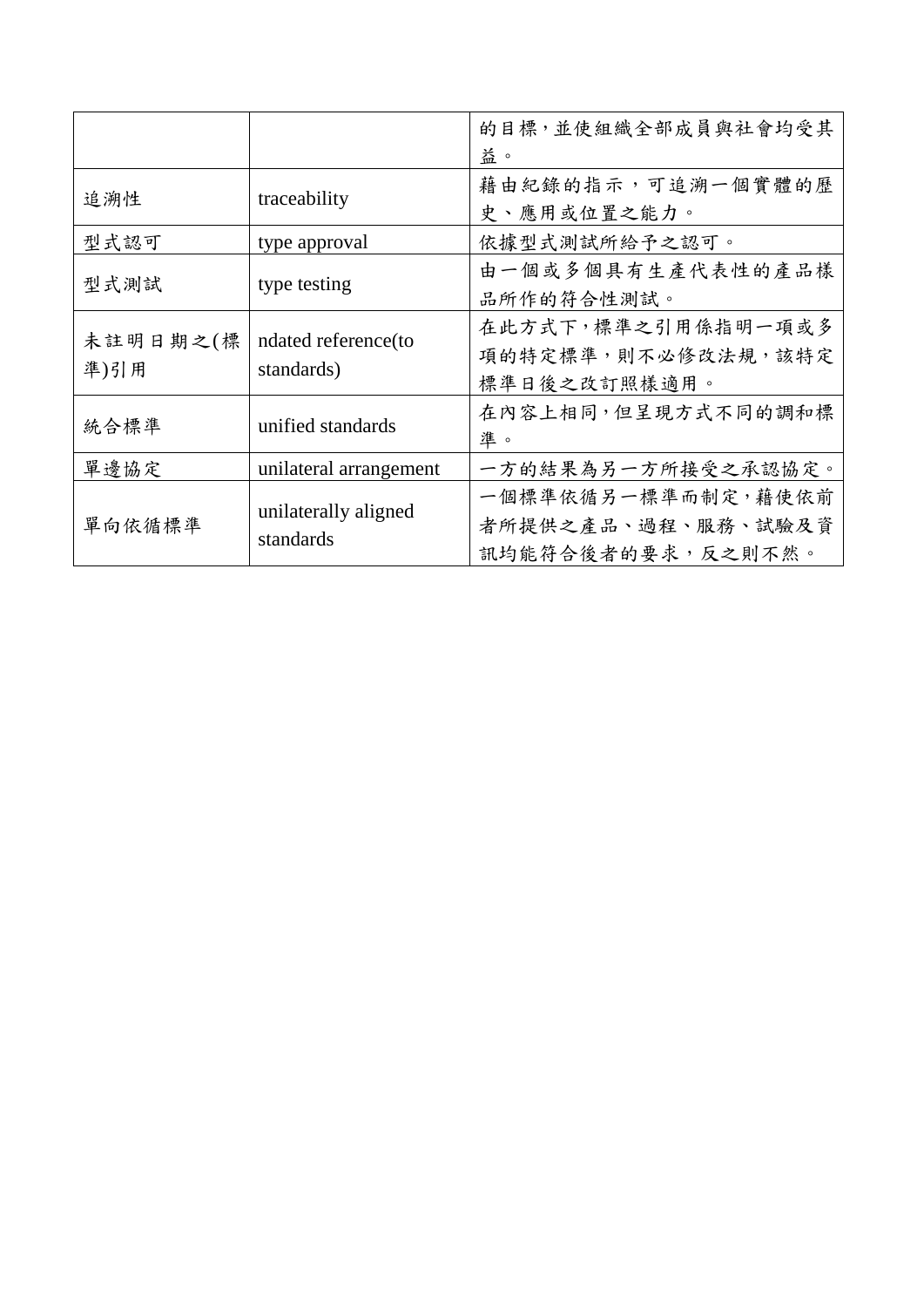| | | |
|---|---|---|
| | | 的目標，並使組織全部成員與社會均受其益。 |
| 追溯性 | traceability | 藉由紀錄的指示，可追溯一個實體的歷史、應用或位置之能力。 |
| 型式認可 | type approval | 依據型式測試所給予之認可。 |
| 型式測試 | type testing | 由一個或多個具有生產代表性的產品樣品所作的符合性測試。 |
| 未註明日期之(標準)引用 | ndated reference(to standards) | 在此方式下，標準之引用係指明一項或多項的特定標準，則不必修改法規，該特定標準日後之改訂照樣適用。 |
| 統合標準 | unified standards | 在內容上相同，但呈現方式不同的調和標準。 |
| 單邊協定 | unilateral arrangement | 一方的結果為另一方所接受之承認協定。 |
| 單向依循標準 | unilaterally aligned standards | 一個標準依循另一標準而制定，藉使依前者所提供之產品、過程、服務、試驗及資訊均能符合後者的要求，反之則不然。 |